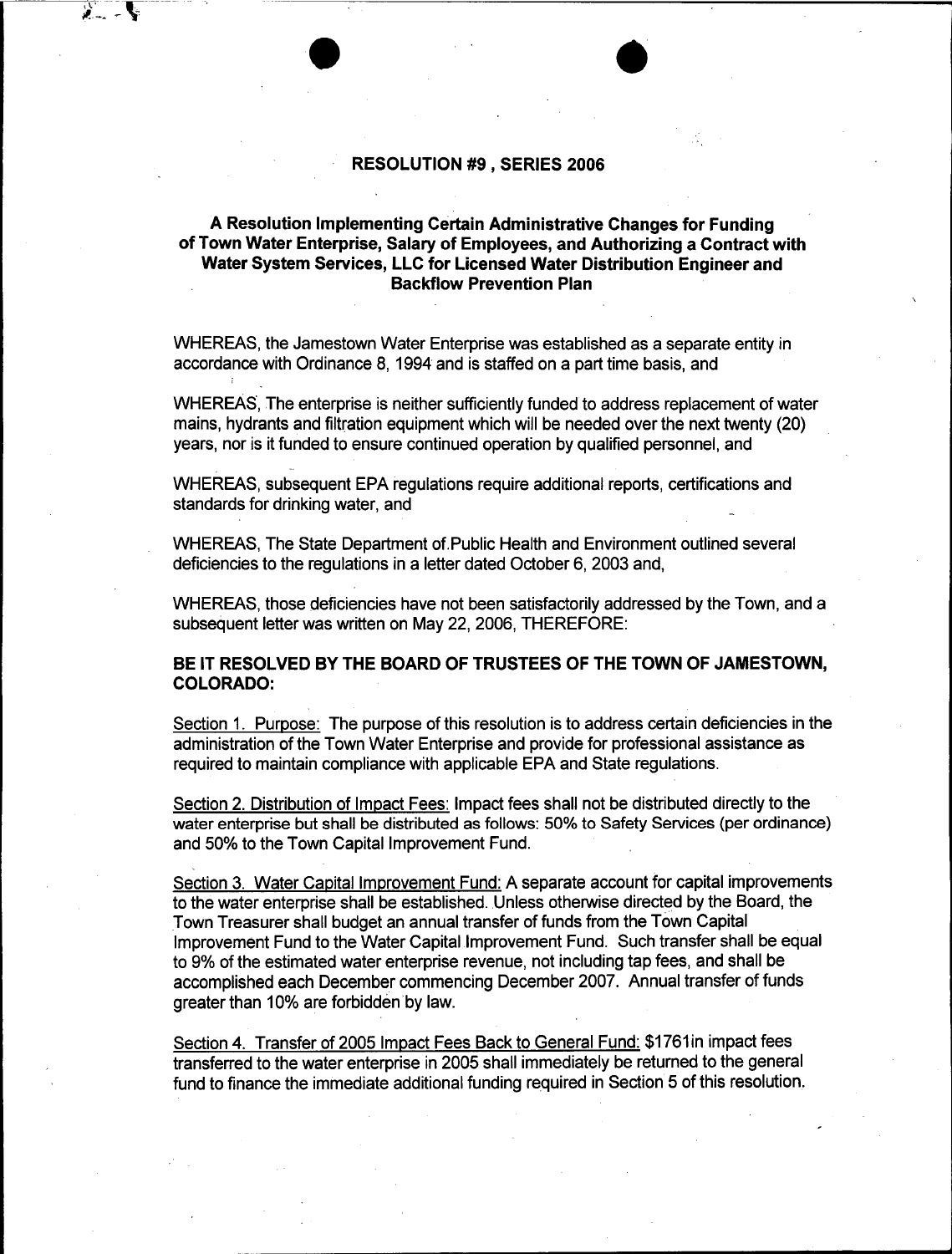## RESOLUTION #9 , SERIES 2006

### A Resolution Implementing Certain Administrative Changes for Funding of Town Water Enterprise, Salary of Employees, and Authorizing a Contract with Water System Services, LLC for Licensed Water Distribution Engineer and Backflow Prevention Plan

WHEREAS, the Jamestown Water Enterprise was established as a separate entity in accordance with Ordinance 8, 1994 and is staffed on a part time basis, and

WHEREAS, The enterprise is neither sufficiently funded to address replacement of water mains, hydrants and filtration equipment which will be needed over the next twenty (20) years, nor is it funded to ensure continued operation by qualified personnel, and

WHEREAS, subsequent EPA regulations require additional reports, certifications and standards for drinking water, and

WHEREAS, The State Department of Public Health and Environment outlined several deficiencies to the regulations in a letter dated October 6, 2003 and,

WHEREAS, those deficiencies have not been satisfactorily addressed by the Town, and a subsequent letter was written on May 22, 2006, THEREFORE:

**BE IT RESOLVED BY THE BOARD OF TRUSTEES OF THE TOWN OF JAMESTOWN, COLORADO:**

Section 1. Purpose: The purpose of this resolution is to address certain deficiencies in the administration of the Town Water Enterprise and provide for professional assistance as required to maintain compliance with applicable EPA and State regulations.

Section 2. Distribution of Impact Fees: Impact fees shall not be distributed directly to the water enterprise but shall be distributed as follows: 50% to Safety Services (per ordinance) and 50% to the Town Capital Improvement Fund.

Section 3. Water Capital Improvement Fund: A separate account for capital improvements to the water enterprise shall be established. Unless otherwise directed by the Board, the Town Treasurer shall budget an annual transfer of funds from the Town Capital Improvement Fund to the Water Capital Improvement Fund. Such transfer shall be equal to 9% of the estimated water enterprise revenue, not including tap fees, and shall be accomplished each December commencing December 2007. Annual transfer of funds greater than 10% are forbidden by law.

Section 4. Transfer of 2005 Impact Fees Back to General Fund: $1761in impact fees transferred to the water enterprise in 2005 shall immediately be returned to the general fund to finance the immediate additional funding required in Section 5 of this resolution.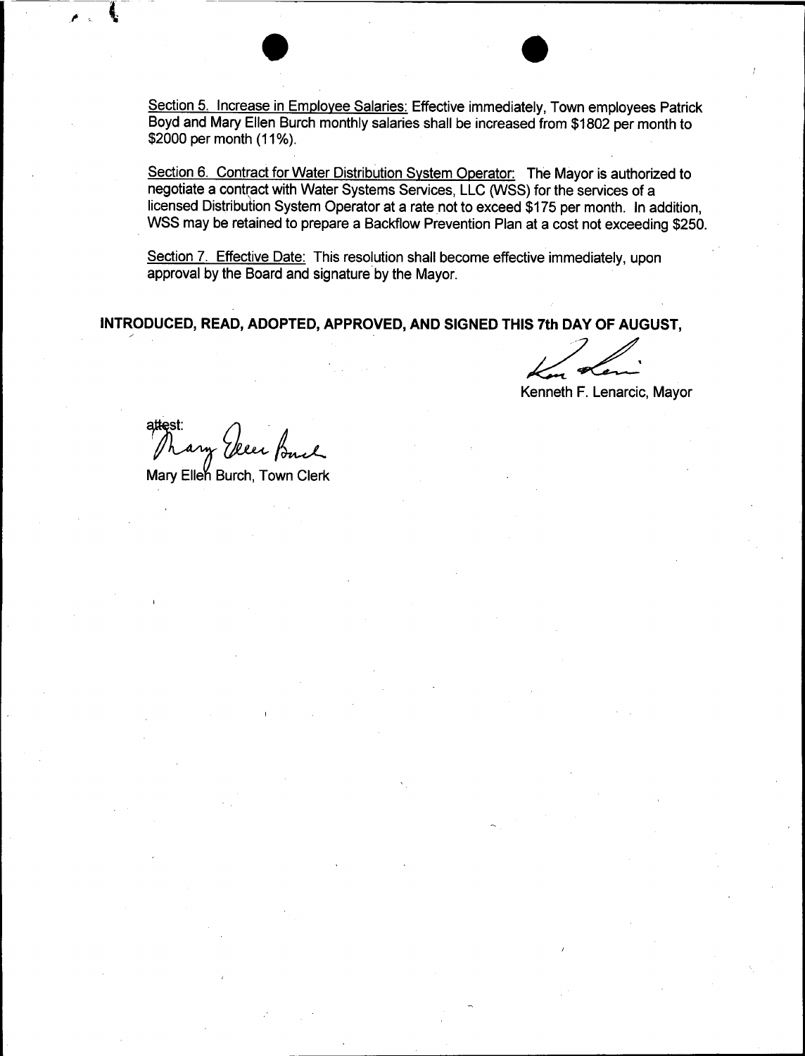Section 5. Increase in Employee Salaries: Effective immediately, Town employees Patrick Boyd and Mary Ellen Burch monthly salaries shall be increased from $1802 per month to $2000 per month (11%).

Section 6. Contract for Water Distribution System Operator: The Mayor is authorized to negotiate a contract with Water Systems Services, LLC (WSS) for the services of a licensed Distribution System Operator at a rate not to exceed $175 per month. In addition, WSS may be retained to prepare a Backflow Prevention Plan at a cost not exceeding $250.

Section 7. Effective Date: This resolution shall become effective immediately, upon approval by the Board and signature by the Mayor.

**INTRODUCED, READ, ADOPTED, APPROVED, AND SIGNED THIS 7th DAY OF AUGUST,**

Kenneth F. Lenarcic, Mayor

attest:

Mary Ellen Burch, Town Clerk